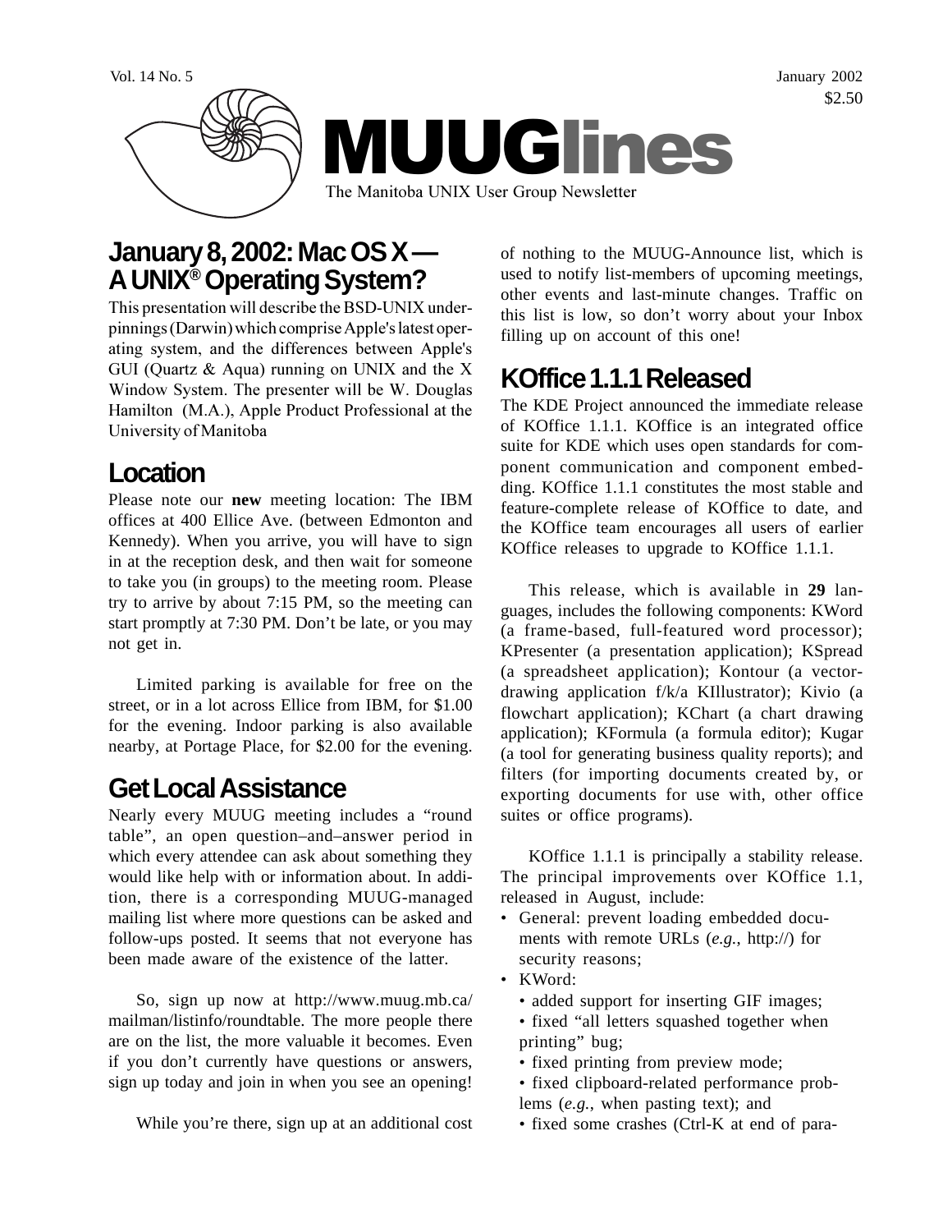Vol. 14 No. 5 January 2002

$2.50

# MUUGlines

The Manitoba UNIX User Group Newsletter

## January 8, 2002: Mac OS X — A UNIX® Operating System?

This presentation will describe the BSD-UNIX underpinnings (Darwin) which comprise Apple's latest operating system, and the differences between Apple's GUI (Quartz & Aqua) running on UNIX and the X Window System. The presenter will be W. Douglas Hamilton (M.A.), Apple Product Professional at the University of Manitoba

## Location

Please note our **new** meeting location: The IBM offices at 400 Ellice Ave. (between Edmonton and Kennedy). When you arrive, you will have to sign in at the reception desk, and then wait for someone to take you (in groups) to the meeting room. Please try to arrive by about 7:15 PM, so the meeting can start promptly at 7:30 PM. Don't be late, or you may not get in.

Limited parking is available for free on the street, or in a lot across Ellice from IBM, for $1.00 for the evening. Indoor parking is also available nearby, at Portage Place, for $2.00 for the evening.

## Get Local Assistance

Nearly every MUUG meeting includes a "round table", an open question–and–answer period in which every attendee can ask about something they would like help with or information about. In addition, there is a corresponding MUUG-managed mailing list where more questions can be asked and follow-ups posted. It seems that not everyone has been made aware of the existence of the latter.

So, sign up now at http://www.muug.mb.ca/mailman/listinfo/roundtable. The more people there are on the list, the more valuable it becomes. Even if you don't currently have questions or answers, sign up today and join in when you see an opening!

While you're there, sign up at an additional cost of nothing to the MUUG-Announce list, which is used to notify list-members of upcoming meetings, other events and last-minute changes. Traffic on this list is low, so don't worry about your Inbox filling up on account of this one!

## KOffice 1.1.1 Released

The KDE Project announced the immediate release of KOffice 1.1.1. KOffice is an integrated office suite for KDE which uses open standards for component communication and component embedding. KOffice 1.1.1 constitutes the most stable and feature-complete release of KOffice to date, and the KOffice team encourages all users of earlier KOffice releases to upgrade to KOffice 1.1.1.

This release, which is available in **29** languages, includes the following components: KWord (a frame-based, full-featured word processor); KPresenter (a presentation application); KSpread (a spreadsheet application); Kontour (a vector-drawing application f/k/a KIllustrator); Kivio (a flowchart application); KChart (a chart drawing application); KFormula (a formula editor); Kugar (a tool for generating business quality reports); and filters (for importing documents created by, or exporting documents for use with, other office suites or office programs).

KOffice 1.1.1 is principally a stability release. The principal improvements over KOffice 1.1, released in August, include:

- General: prevent loading embedded documents with remote URLs (*e.g.*, http://) for security reasons;
- KWord:
  - added support for inserting GIF images;
  - fixed "all letters squashed together when printing" bug;
  - fixed printing from preview mode;
  - fixed clipboard-related performance problems (*e.g.*, when pasting text); and
  - fixed some crashes (Ctrl-K at end of para-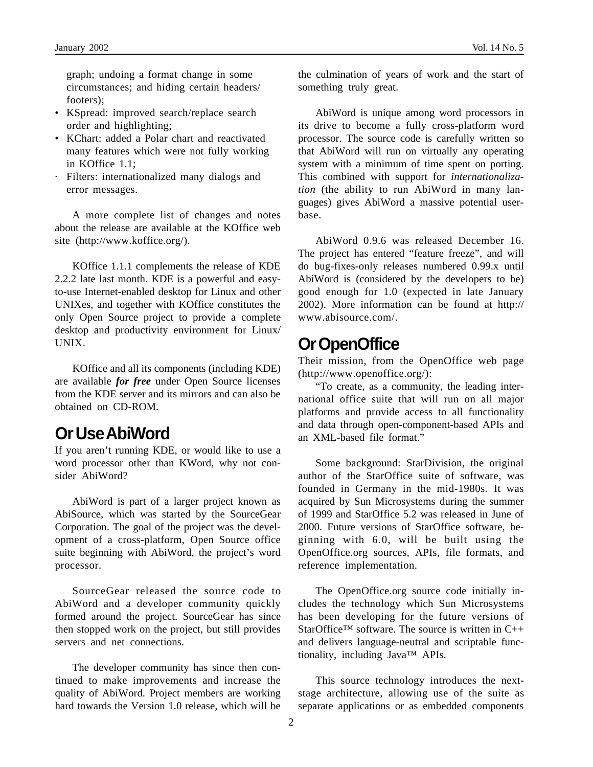graph; undoing a format change in some circumstances; and hiding certain headers/footers);

- KSpread: improved search/replace search order and highlighting;
- KChart: added a Polar chart and reactivated many features which were not fully working in KOffice 1.1;
- Filters: internationalized many dialogs and error messages.

A more complete list of changes and notes about the release are available at the KOffice web site (http://www.koffice.org/).

KOffice 1.1.1 complements the release of KDE 2.2.2 late last month. KDE is a powerful and easy-to-use Internet-enabled desktop for Linux and other UNIXes, and together with KOffice constitutes the only Open Source project to provide a complete desktop and productivity environment for Linux/UNIX.

KOffice and all its components (including KDE) are available ***for free*** under Open Source licenses from the KDE server and its mirrors and can also be obtained on CD-ROM.

## Or Use AbiWord

If you aren't running KDE, or would like to use a word processor other than KWord, why not consider AbiWord?

AbiWord is part of a larger project known as AbiSource, which was started by the SourceGear Corporation. The goal of the project was the development of a cross-platform, Open Source office suite beginning with AbiWord, the project's word processor.

SourceGear released the source code to AbiWord and a developer community quickly formed around the project. SourceGear has since then stopped work on the project, but still provides servers and net connections.

The developer community has since then continued to make improvements and increase the quality of AbiWord. Project members are working hard towards the Version 1.0 release, which will be the culmination of years of work and the start of something truly great.

AbiWord is unique among word processors in its drive to become a fully cross-platform word processor. The source code is carefully written so that AbiWord will run on virtually any operating system with a minimum of time spent on porting. This combined with support for *internationalization* (the ability to run AbiWord in many languages) gives AbiWord a massive potential user-base.

AbiWord 0.9.6 was released December 16. The project has entered "feature freeze", and will do bug-fixes-only releases numbered 0.99.x until AbiWord is (considered by the developers to be) good enough for 1.0 (expected in late January 2002). More information can be found at http://www.abisource.com/.

## Or OpenOffice

Their mission, from the OpenOffice web page (http://www.openoffice.org/):

"To create, as a community, the leading international office suite that will run on all major platforms and provide access to all functionality and data through open-component-based APIs and an XML-based file format."

Some background: StarDivision, the original author of the StarOffice suite of software, was founded in Germany in the mid-1980s. It was acquired by Sun Microsystems during the summer of 1999 and StarOffice 5.2 was released in June of 2000. Future versions of StarOffice software, beginning with 6.0, will be built using the OpenOffice.org sources, APIs, file formats, and reference implementation.

The OpenOffice.org source code initially includes the technology which Sun Microsystems has been developing for the future versions of StarOffice™ software. The source is written in C++ and delivers language-neutral and scriptable functionality, including Java™ APIs.

This source technology introduces the next-stage architecture, allowing use of the suite as separate applications or as embedded components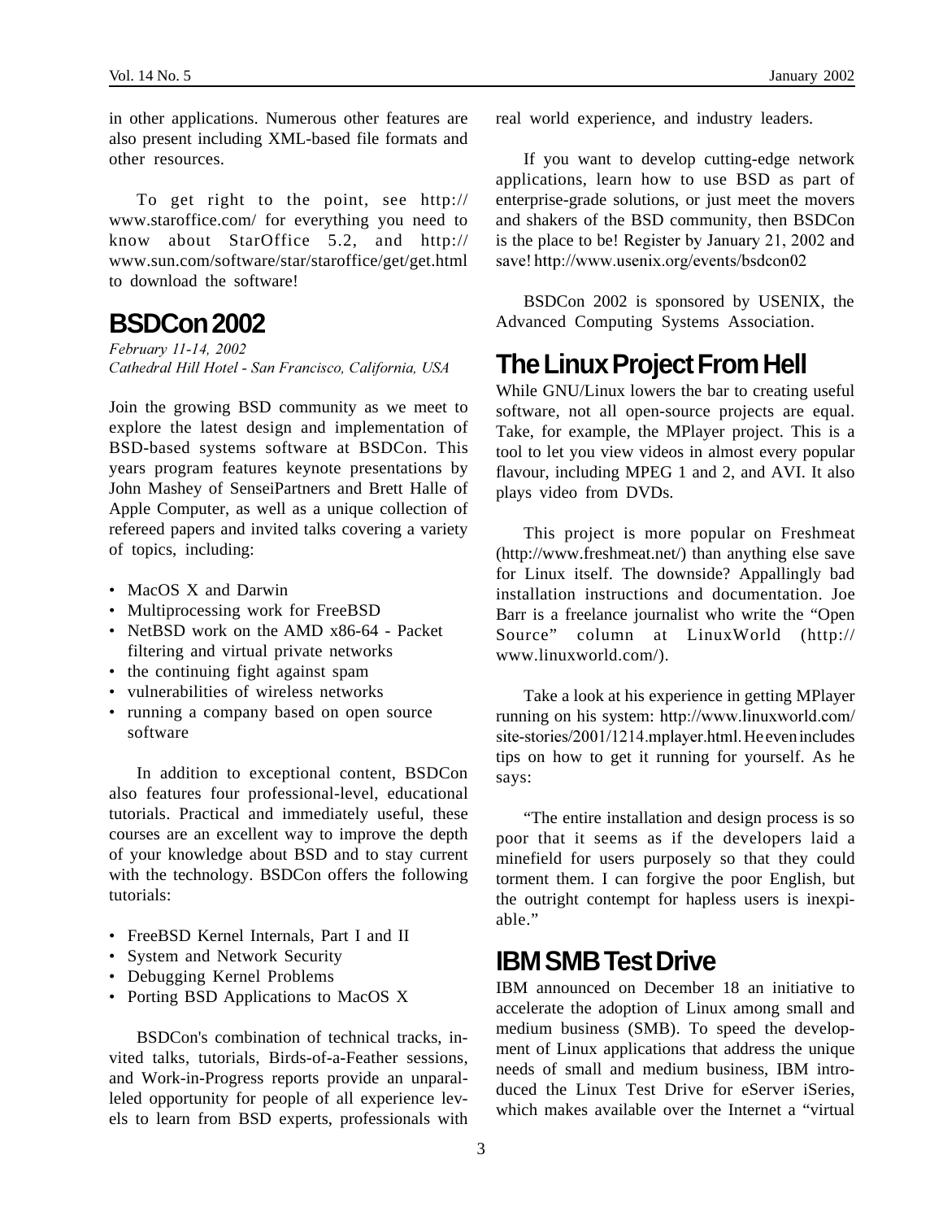in other applications. Numerous other features are also present including XML-based file formats and other resources.

To get right to the point, see http://www.staroffice.com/ for everything you need to know about StarOffice 5.2, and http://www.sun.com/software/star/staroffice/get/get.html to download the software!

## BSDCon 2002

*February 11-14, 2002*
*Cathedral Hill Hotel - San Francisco, California, USA*

Join the growing BSD community as we meet to explore the latest design and implementation of BSD-based systems software at BSDCon. This years program features keynote presentations by John Mashey of SenseiPartners and Brett Halle of Apple Computer, as well as a unique collection of refereed papers and invited talks covering a variety of topics, including:

- MacOS X and Darwin
- Multiprocessing work for FreeBSD
- NetBSD work on the AMD x86-64 - Packet filtering and virtual private networks
- the continuing fight against spam
- vulnerabilities of wireless networks
- running a company based on open source software

In addition to exceptional content, BSDCon also features four professional-level, educational tutorials. Practical and immediately useful, these courses are an excellent way to improve the depth of your knowledge about BSD and to stay current with the technology. BSDCon offers the following tutorials:

- FreeBSD Kernel Internals, Part I and II
- System and Network Security
- Debugging Kernel Problems
- Porting BSD Applications to MacOS X

BSDCon's combination of technical tracks, invited talks, tutorials, Birds-of-a-Feather sessions, and Work-in-Progress reports provide an unparalleled opportunity for people of all experience levels to learn from BSD experts, professionals with real world experience, and industry leaders.

If you want to develop cutting-edge network applications, learn how to use BSD as part of enterprise-grade solutions, or just meet the movers and shakers of the BSD community, then BSDCon is the place to be! Register by January 21, 2002 and save! http://www.usenix.org/events/bsdcon02

BSDCon 2002 is sponsored by USENIX, the Advanced Computing Systems Association.

## The Linux Project From Hell

While GNU/Linux lowers the bar to creating useful software, not all open-source projects are equal. Take, for example, the MPlayer project. This is a tool to let you view videos in almost every popular flavour, including MPEG 1 and 2, and AVI. It also plays video from DVDs.

This project is more popular on Freshmeat (http://www.freshmeat.net/) than anything else save for Linux itself. The downside? Appallingly bad installation instructions and documentation. Joe Barr is a freelance journalist who write the "Open Source" column at LinuxWorld (http://www.linuxworld.com/).

Take a look at his experience in getting MPlayer running on his system: http://www.linuxworld.com/site-stories/2001/1214.mplayer.html. He even includes tips on how to get it running for yourself. As he says:

"The entire installation and design process is so poor that it seems as if the developers laid a minefield for users purposely so that they could torment them. I can forgive the poor English, but the outright contempt for hapless users is inexpiable."

## IBM SMB Test Drive

IBM announced on December 18 an initiative to accelerate the adoption of Linux among small and medium business (SMB). To speed the development of Linux applications that address the unique needs of small and medium business, IBM introduced the Linux Test Drive for eServer iSeries, which makes available over the Internet a "virtual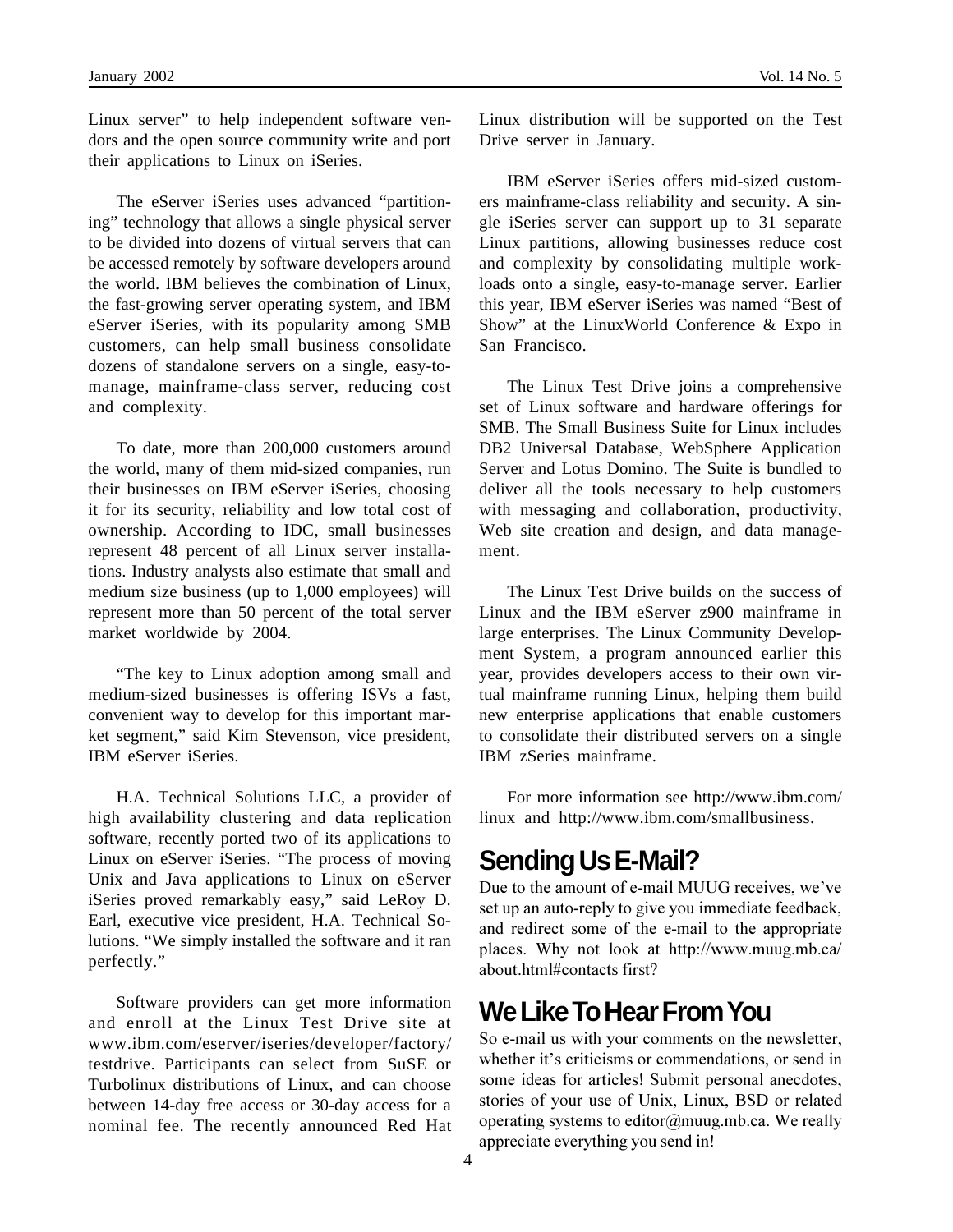Linux server" to help independent software vendors and the open source community write and port their applications to Linux on iSeries.

The eServer iSeries uses advanced "partitioning" technology that allows a single physical server to be divided into dozens of virtual servers that can be accessed remotely by software developers around the world. IBM believes the combination of Linux, the fast-growing server operating system, and IBM eServer iSeries, with its popularity among SMB customers, can help small business consolidate dozens of standalone servers on a single, easy-to-manage, mainframe-class server, reducing cost and complexity.

To date, more than 200,000 customers around the world, many of them mid-sized companies, run their businesses on IBM eServer iSeries, choosing it for its security, reliability and low total cost of ownership. According to IDC, small businesses represent 48 percent of all Linux server installations. Industry analysts also estimate that small and medium size business (up to 1,000 employees) will represent more than 50 percent of the total server market worldwide by 2004.

"The key to Linux adoption among small and medium-sized businesses is offering ISVs a fast, convenient way to develop for this important market segment," said Kim Stevenson, vice president, IBM eServer iSeries.

H.A. Technical Solutions LLC, a provider of high availability clustering and data replication software, recently ported two of its applications to Linux on eServer iSeries. "The process of moving Unix and Java applications to Linux on eServer iSeries proved remarkably easy," said LeRoy D. Earl, executive vice president, H.A. Technical Solutions. "We simply installed the software and it ran perfectly."

Software providers can get more information and enroll at the Linux Test Drive site at www.ibm.com/eserver/iseries/developer/factory/testdrive. Participants can select from SuSE or Turbolinux distributions of Linux, and can choose between 14-day free access or 30-day access for a nominal fee. The recently announced Red Hat Linux distribution will be supported on the Test Drive server in January.

IBM eServer iSeries offers mid-sized customers mainframe-class reliability and security. A single iSeries server can support up to 31 separate Linux partitions, allowing businesses reduce cost and complexity by consolidating multiple workloads onto a single, easy-to-manage server. Earlier this year, IBM eServer iSeries was named "Best of Show" at the LinuxWorld Conference & Expo in San Francisco.

The Linux Test Drive joins a comprehensive set of Linux software and hardware offerings for SMB. The Small Business Suite for Linux includes DB2 Universal Database, WebSphere Application Server and Lotus Domino. The Suite is bundled to deliver all the tools necessary to help customers with messaging and collaboration, productivity, Web site creation and design, and data management.

The Linux Test Drive builds on the success of Linux and the IBM eServer z900 mainframe in large enterprises. The Linux Community Development System, a program announced earlier this year, provides developers access to their own virtual mainframe running Linux, helping them build new enterprise applications that enable customers to consolidate their distributed servers on a single IBM zSeries mainframe.

For more information see http://www.ibm.com/linux and http://www.ibm.com/smallbusiness.

## Sending Us E-Mail?

Due to the amount of e-mail MUUG receives, we've set up an auto-reply to give you immediate feedback, and redirect some of the e-mail to the appropriate places. Why not look at http://www.muug.mb.ca/about.html#contacts first?

## We Like To Hear From You

So e-mail us with your comments on the newsletter, whether it's criticisms or commendations, or send in some ideas for articles! Submit personal anecdotes, stories of your use of Unix, Linux, BSD or related operating systems to editor@muug.mb.ca. We really appreciate everything you send in!